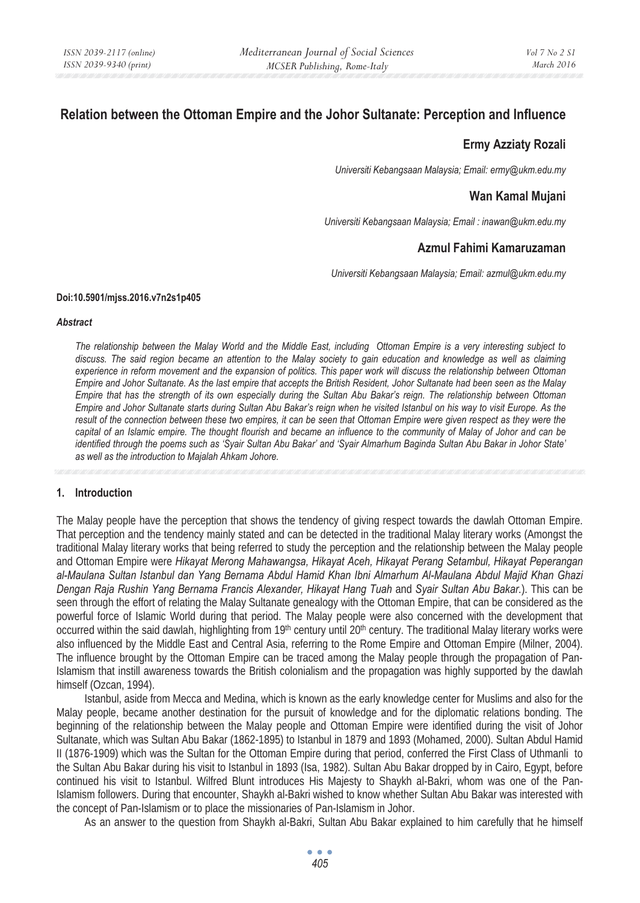# Relation between the Ottoman Empire and the Johor Sultanate: Perception and Influence

**Ermy Azziaty Rozali**

*Universiti Kebangsaan Malaysia; Email: ermy@ukm.edu.my*

**Wan Kamal Mujani**

*Universiti Kebangsaan Malaysia; Email : inawan@ukm.edu.my*

**Azmul Fahimi Kamaruzaman**

*Universiti Kebangsaan Malaysia; Email: azmul@ukm.edu.my*

**Doi:10.5901/mjss.2016.v7n2s1p405**

***Abstract***

*The relationship between the Malay World and the Middle East, including Ottoman Empire is a very interesting subject to discuss. The said region became an attention to the Malay society to gain education and knowledge as well as claiming experience in reform movement and the expansion of politics. This paper work will discuss the relationship between Ottoman Empire and Johor Sultanate. As the last empire that accepts the British Resident, Johor Sultanate had been seen as the Malay Empire that has the strength of its own especially during the Sultan Abu Bakar's reign. The relationship between Ottoman Empire and Johor Sultanate starts during Sultan Abu Bakar's reign when he visited Istanbul on his way to visit Europe. As the result of the connection between these two empires, it can be seen that Ottoman Empire were given respect as they were the capital of an Islamic empire. The thought flourish and became an influence to the community of Malay of Johor and can be identified through the poems such as 'Syair Sultan Abu Bakar' and 'Syair Almarhum Baginda Sultan Abu Bakar in Johor State' as well as the introduction to Majalah Ahkam Johore.*

## 1. Introduction

The Malay people have the perception that shows the tendency of giving respect towards the dawlah Ottoman Empire. That perception and the tendency mainly stated and can be detected in the traditional Malay literary works (Amongst the traditional Malay literary works that being referred to study the perception and the relationship between the Malay people and Ottoman Empire were *Hikayat Merong Mahawangsa, Hikayat Aceh, Hikayat Perang Setambul, Hikayat Peperangan al-Maulana Sultan Istanbul dan Yang Bernama Abdul Hamid Khan Ibni Almarhum Al-Maulana Abdul Majid Khan Ghazi Dengan Raja Rushin Yang Bernama Francis Alexander, Hikayat Hang Tuah* and *Syair Sultan Abu Bakar.*). This can be seen through the effort of relating the Malay Sultanate genealogy with the Ottoman Empire, that can be considered as the powerful force of Islamic World during that period. The Malay people were also concerned with the development that occurred within the said dawlah, highlighting from 19th century until 20th century. The traditional Malay literary works were also influenced by the Middle East and Central Asia, referring to the Rome Empire and Ottoman Empire (Milner, 2004). The influence brought by the Ottoman Empire can be traced among the Malay people through the propagation of Pan-Islamism that instill awareness towards the British colonialism and the propagation was highly supported by the dawlah himself (Ozcan, 1994).

Istanbul, aside from Mecca and Medina, which is known as the early knowledge center for Muslims and also for the Malay people, became another destination for the pursuit of knowledge and for the diplomatic relations bonding. The beginning of the relationship between the Malay people and Ottoman Empire were identified during the visit of Johor Sultanate, which was Sultan Abu Bakar (1862-1895) to Istanbul in 1879 and 1893 (Mohamed, 2000). Sultan Abdul Hamid II (1876-1909) which was the Sultan for the Ottoman Empire during that period, conferred the First Class of Uthmanli to the Sultan Abu Bakar during his visit to Istanbul in 1893 (Isa, 1982). Sultan Abu Bakar dropped by in Cairo, Egypt, before continued his visit to Istanbul. Wilfred Blunt introduces His Majesty to Shaykh al-Bakri, whom was one of the Pan-Islamism followers. During that encounter, Shaykh al-Bakri wished to know whether Sultan Abu Bakar was interested with the concept of Pan-Islamism or to place the missionaries of Pan-Islamism in Johor.

As an answer to the question from Shaykh al-Bakri, Sultan Abu Bakar explained to him carefully that he himself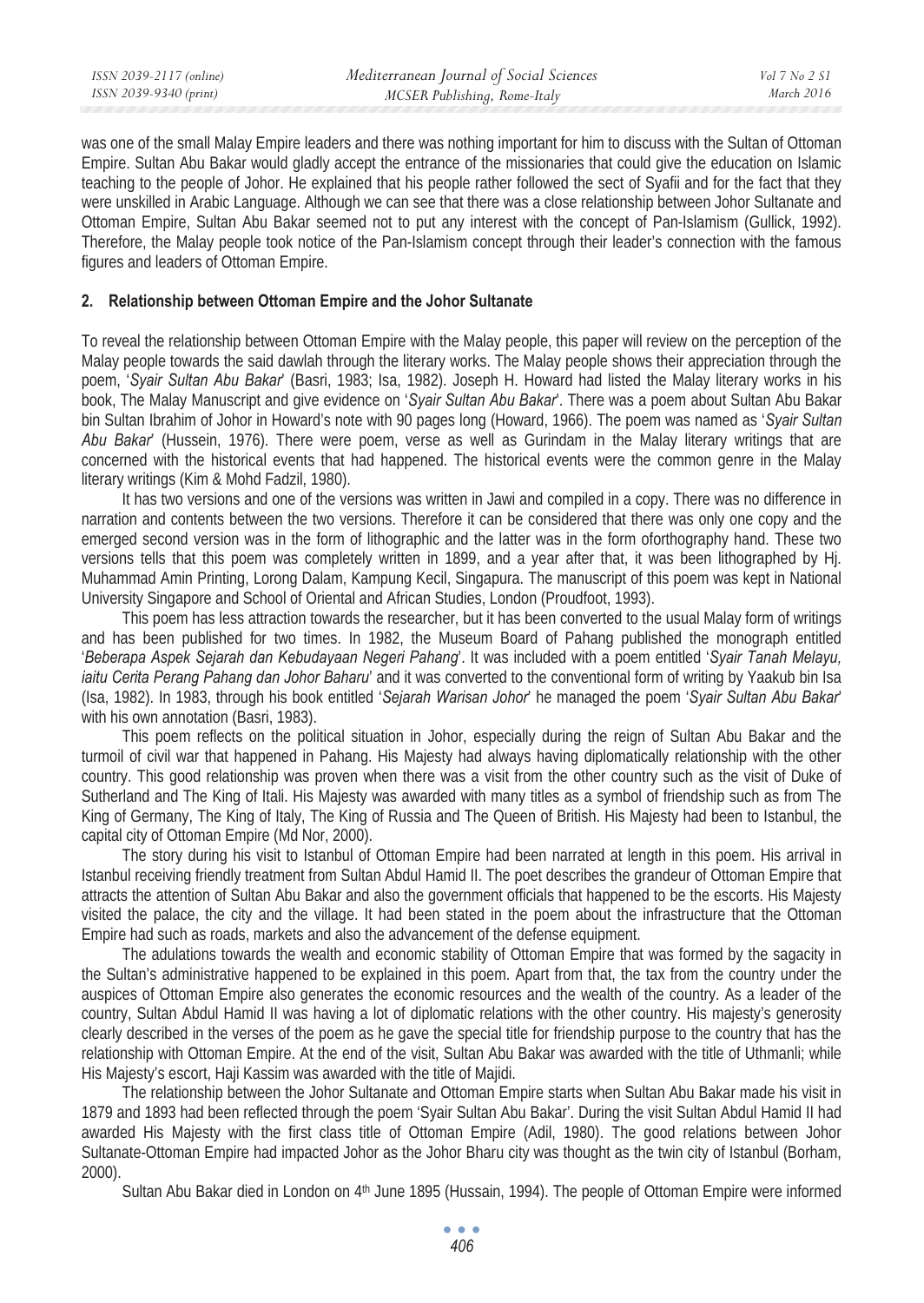was one of the small Malay Empire leaders and there was nothing important for him to discuss with the Sultan of Ottoman Empire. Sultan Abu Bakar would gladly accept the entrance of the missionaries that could give the education on Islamic teaching to the people of Johor. He explained that his people rather followed the sect of Syafii and for the fact that they were unskilled in Arabic Language. Although we can see that there was a close relationship between Johor Sultanate and Ottoman Empire, Sultan Abu Bakar seemed not to put any interest with the concept of Pan-Islamism (Gullick, 1992). Therefore, the Malay people took notice of the Pan-Islamism concept through their leader's connection with the famous figures and leaders of Ottoman Empire.

## 2. Relationship between Ottoman Empire and the Johor Sultanate

To reveal the relationship between Ottoman Empire with the Malay people, this paper will review on the perception of the Malay people towards the said dawlah through the literary works. The Malay people shows their appreciation through the poem, '*Syair Sultan Abu Bakar*' (Basri, 1983; Isa, 1982). Joseph H. Howard had listed the Malay literary works in his book, The Malay Manuscript and give evidence on '*Syair Sultan Abu Bakar*'. There was a poem about Sultan Abu Bakar bin Sultan Ibrahim of Johor in Howard's note with 90 pages long (Howard, 1966). The poem was named as '*Syair Sultan Abu Bakar*' (Hussein, 1976). There were poem, verse as well as Gurindam in the Malay literary writings that are concerned with the historical events that had happened. The historical events were the common genre in the Malay literary writings (Kim & Mohd Fadzil, 1980).

It has two versions and one of the versions was written in Jawi and compiled in a copy. There was no difference in narration and contents between the two versions. Therefore it can be considered that there was only one copy and the emerged second version was in the form of lithographic and the latter was in the form oforthography hand. These two versions tells that this poem was completely written in 1899, and a year after that, it was been lithographed by Hj. Muhammad Amin Printing, Lorong Dalam, Kampung Kecil, Singapura. The manuscript of this poem was kept in National University Singapore and School of Oriental and African Studies, London (Proudfoot, 1993).

This poem has less attraction towards the researcher, but it has been converted to the usual Malay form of writings and has been published for two times. In 1982, the Museum Board of Pahang published the monograph entitled '*Beberapa Aspek Sejarah dan Kebudayaan Negeri Pahang*'. It was included with a poem entitled '*Syair Tanah Melayu, iaitu Cerita Perang Pahang dan Johor Baharu*' and it was converted to the conventional form of writing by Yaakub bin Isa (Isa, 1982). In 1983, through his book entitled '*Sejarah Warisan Johor*' he managed the poem '*Syair Sultan Abu Bakar*' with his own annotation (Basri, 1983).

This poem reflects on the political situation in Johor, especially during the reign of Sultan Abu Bakar and the turmoil of civil war that happened in Pahang. His Majesty had always having diplomatically relationship with the other country. This good relationship was proven when there was a visit from the other country such as the visit of Duke of Sutherland and The King of Itali. His Majesty was awarded with many titles as a symbol of friendship such as from The King of Germany, The King of Italy, The King of Russia and The Queen of British. His Majesty had been to Istanbul, the capital city of Ottoman Empire (Md Nor, 2000).

The story during his visit to Istanbul of Ottoman Empire had been narrated at length in this poem. His arrival in Istanbul receiving friendly treatment from Sultan Abdul Hamid II. The poet describes the grandeur of Ottoman Empire that attracts the attention of Sultan Abu Bakar and also the government officials that happened to be the escorts. His Majesty visited the palace, the city and the village. It had been stated in the poem about the infrastructure that the Ottoman Empire had such as roads, markets and also the advancement of the defense equipment.

The adulations towards the wealth and economic stability of Ottoman Empire that was formed by the sagacity in the Sultan's administrative happened to be explained in this poem. Apart from that, the tax from the country under the auspices of Ottoman Empire also generates the economic resources and the wealth of the country. As a leader of the country, Sultan Abdul Hamid II was having a lot of diplomatic relations with the other country. His majesty's generosity clearly described in the verses of the poem as he gave the special title for friendship purpose to the country that has the relationship with Ottoman Empire. At the end of the visit, Sultan Abu Bakar was awarded with the title of Uthmanli; while His Majesty's escort, Haji Kassim was awarded with the title of Majidi.

The relationship between the Johor Sultanate and Ottoman Empire starts when Sultan Abu Bakar made his visit in 1879 and 1893 had been reflected through the poem 'Syair Sultan Abu Bakar'. During the visit Sultan Abdul Hamid II had awarded His Majesty with the first class title of Ottoman Empire (Adil, 1980). The good relations between Johor Sultanate-Ottoman Empire had impacted Johor as the Johor Bharu city was thought as the twin city of Istanbul (Borham, 2000).

Sultan Abu Bakar died in London on 4th June 1895 (Hussain, 1994). The people of Ottoman Empire were informed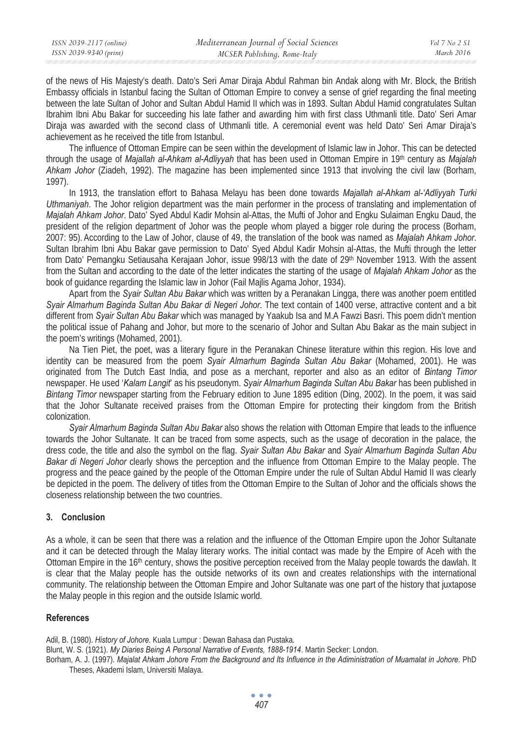of the news of His Majesty's death. Dato's Seri Amar Diraja Abdul Rahman bin Andak along with Mr. Block, the British Embassy officials in Istanbul facing the Sultan of Ottoman Empire to convey a sense of grief regarding the final meeting between the late Sultan of Johor and Sultan Abdul Hamid II which was in 1893. Sultan Abdul Hamid congratulates Sultan Ibrahim Ibni Abu Bakar for succeeding his late father and awarding him with first class Uthmanli title. Dato' Seri Amar Diraja was awarded with the second class of Uthmanli title. A ceremonial event was held Dato' Seri Amar Diraja's achievement as he received the title from Istanbul.

The influence of Ottoman Empire can be seen within the development of Islamic law in Johor. This can be detected through the usage of *Majallah al-Ahkam al-Adliyyah* that has been used in Ottoman Empire in 19th century as *Majalah Ahkam Johor* (Ziadeh, 1992). The magazine has been implemented since 1913 that involving the civil law (Borham, 1997).

In 1913, the translation effort to Bahasa Melayu has been done towards *Majallah al-Ahkam al-'Adliyyah Turki Uthmaniyah*. The Johor religion department was the main performer in the process of translating and implementation of *Majalah Ahkam Johor*. Dato' Syed Abdul Kadir Mohsin al-Attas, the Mufti of Johor and Engku Sulaiman Engku Daud, the president of the religion department of Johor was the people whom played a bigger role during the process (Borham, 2007: 95). According to the Law of Johor, clause of 49, the translation of the book was named as *Majalah Ahkam Johor*. Sultan Ibrahim Ibni Abu Bakar gave permission to Dato' Syed Abdul Kadir Mohsin al-Attas, the Mufti through the letter from Dato' Pemangku Setiausaha Kerajaan Johor, issue 998/13 with the date of 29th November 1913. With the assent from the Sultan and according to the date of the letter indicates the starting of the usage of *Majalah Ahkam Johor* as the book of guidance regarding the Islamic law in Johor (Fail Majlis Agama Johor, 1934).

Apart from the *Syair Sultan Abu Bakar* which was written by a Peranakan Lingga, there was another poem entitled *Syair Almarhum Baginda Sultan Abu Bakar di Negeri Johor*. The text contain of 1400 verse, attractive content and a bit different from *Syair Sultan Abu Bakar* which was managed by Yaakub Isa and M.A Fawzi Basri. This poem didn't mention the political issue of Pahang and Johor, but more to the scenario of Johor and Sultan Abu Bakar as the main subject in the poem's writings (Mohamed, 2001).

Na Tien Piet, the poet, was a literary figure in the Peranakan Chinese literature within this region. His love and identity can be measured from the poem *Syair Almarhum Baginda Sultan Abu Bakar* (Mohamed, 2001). He was originated from The Dutch East India, and pose as a merchant, reporter and also as an editor of *Bintang Timor* newspaper. He used '*Kalam Langit*' as his pseudonym. *Syair Almarhum Baginda Sultan Abu Bakar* has been published in *Bintang Timor* newspaper starting from the February edition to June 1895 edition (Ding, 2002). In the poem, it was said that the Johor Sultanate received praises from the Ottoman Empire for protecting their kingdom from the British colonization.

*Syair Almarhum Baginda Sultan Abu Bakar* also shows the relation with Ottoman Empire that leads to the influence towards the Johor Sultanate. It can be traced from some aspects, such as the usage of decoration in the palace, the dress code, the title and also the symbol on the flag. *Syair Sultan Abu Bakar* and *Syair Almarhum Baginda Sultan Abu Bakar di Negeri Johor* clearly shows the perception and the influence from Ottoman Empire to the Malay people. The progress and the peace gained by the people of the Ottoman Empire under the rule of Sultan Abdul Hamid II was clearly be depicted in the poem. The delivery of titles from the Ottoman Empire to the Sultan of Johor and the officials shows the closeness relationship between the two countries.

## 3. Conclusion

As a whole, it can be seen that there was a relation and the influence of the Ottoman Empire upon the Johor Sultanate and it can be detected through the Malay literary works. The initial contact was made by the Empire of Aceh with the Ottoman Empire in the 16th century, shows the positive perception received from the Malay people towards the dawlah. It is clear that the Malay people has the outside networks of its own and creates relationships with the international community. The relationship between the Ottoman Empire and Johor Sultanate was one part of the history that juxtapose the Malay people in this region and the outside Islamic world.

## References

Adil, B. (1980). *History of Johore.* Kuala Lumpur : Dewan Bahasa dan Pustaka.

Blunt, W. S. (1921). *My Diaries Being A Personal Narrative of Events, 1888-1914*. Martin Secker: London.

Borham, A. J. (1997). *Majalat Ahkam Johore From the Background and Its Influence in the Adiministration of Muamalat in Johore*. PhD Theses, Akademi Islam, Universiti Malaya.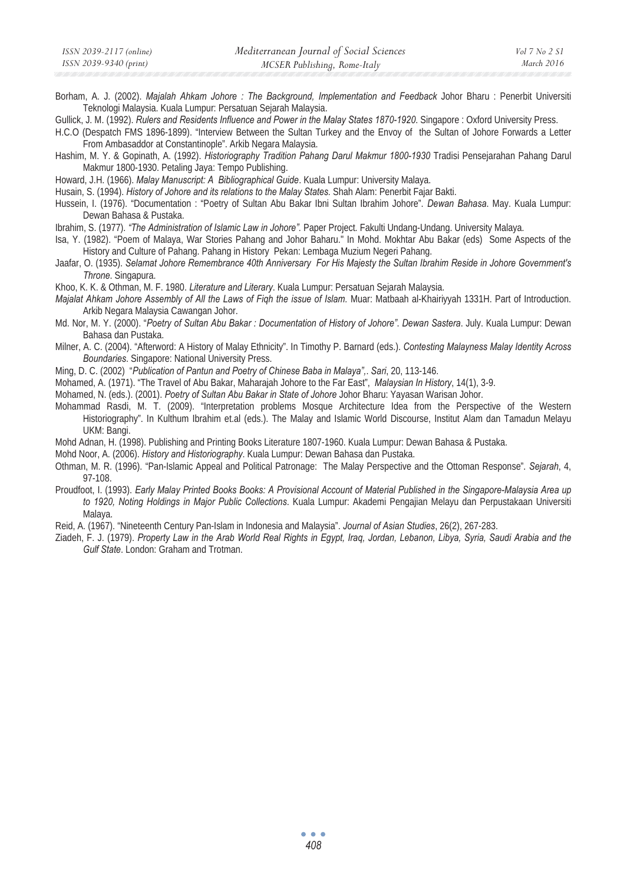Borham, A. J. (2002). *Majalah Ahkam Johore : The Background, Implementation and Feedback* Johor Bharu : Penerbit Universiti Teknologi Malaysia. Kuala Lumpur: Persatuan Sejarah Malaysia.

Gullick, J. M. (1992). *Rulers and Residents Influence and Power in the Malay States 1870-1920*. Singapore : Oxford University Press.

H.C.O (Despatch FMS 1896-1899). "Interview Between the Sultan Turkey and the Envoy of the Sultan of Johore Forwards a Letter From Ambasaddor at Constantinople". Arkib Negara Malaysia.

Hashim, M. Y. & Gopinath, A. (1992). *Historiography Tradition Pahang Darul Makmur 1800-1930* Tradisi Pensejarahan Pahang Darul Makmur 1800-1930. Petaling Jaya: Tempo Publishing.

Howard, J.H. (1966). *Malay Manuscript: A Bibliographical Guide*. Kuala Lumpur: University Malaya.

Husain, S. (1994). *History of Johore and its relations to the Malay States.* Shah Alam: Penerbit Fajar Bakti.

Hussein, I. (1976). "Documentation : "Poetry of Sultan Abu Bakar Ibni Sultan Ibrahim Johore". *Dewan Bahasa*. May. Kuala Lumpur: Dewan Bahasa & Pustaka.

Ibrahim, S. (1977). *"The Administration of Islamic Law in Johore".* Paper Project. Fakulti Undang-Undang. University Malaya.

Isa, Y. (1982). "Poem of Malaya, War Stories Pahang and Johor Baharu." In Mohd. Mokhtar Abu Bakar (eds) Some Aspects of the History and Culture of Pahang. Pahang in History Pekan: Lembaga Muzium Negeri Pahang.

Jaafar, O. (1935). *Selamat Johore Remembrance 40th Anniversary For His Majesty the Sultan Ibrahim Reside in Johore Government's Throne*. Singapura.

Khoo, K. K. & Othman, M. F. 1980. *Literature and Literary*. Kuala Lumpur: Persatuan Sejarah Malaysia.

*Majalat Ahkam Johore Assembly of All the Laws of Fiqh the issue of Islam.* Muar: Matbaah al-Khairiyyah 1331H. Part of Introduction. Arkib Negara Malaysia Cawangan Johor.

Md. Nor, M. Y. (2000). "*Poetry of Sultan Abu Bakar : Documentation of History of Johore"*. *Dewan Sastera*. July. Kuala Lumpur: Dewan Bahasa dan Pustaka.

Milner, A. C. (2004). "Afterword: A History of Malay Ethnicity". In Timothy P. Barnard (eds.). *Contesting Malayness Malay Identity Across Boundaries*. Singapore: National University Press.

Ming, D. C. (2002) "*Publication of Pantun and Poetry of Chinese Baba in Malaya",. Sari*, 20, 113-146.

Mohamed, A. (1971). "The Travel of Abu Bakar, Maharajah Johore to the Far East", *Malaysian In History*, 14(1), 3-9.

Mohamed, N. (eds.). (2001). *Poetry of Sultan Abu Bakar in State of Johore* Johor Bharu: Yayasan Warisan Johor.

Mohammad Rasdi, M. T. (2009). "Interpretation problems Mosque Architecture Idea from the Perspective of the Western Historiography". In Kulthum Ibrahim et.al (eds.). The Malay and Islamic World Discourse, Institut Alam dan Tamadun Melayu UKM: Bangi.

Mohd Adnan, H. (1998). Publishing and Printing Books Literature 1807-1960. Kuala Lumpur: Dewan Bahasa & Pustaka.

Mohd Noor, A. (2006). *History and Historiography*. Kuala Lumpur: Dewan Bahasa dan Pustaka.

Othman, M. R. (1996). "Pan-Islamic Appeal and Political Patronage: The Malay Perspective and the Ottoman Response". *Sejarah*, 4, 97-108.

Proudfoot, I. (1993). *Early Malay Printed Books Books: A Provisional Account of Material Published in the Singapore-Malaysia Area up to 1920, Noting Holdings in Major Public Collections*. Kuala Lumpur: Akademi Pengajian Melayu dan Perpustakaan Universiti Malaya.

Reid, A. (1967). "Nineteenth Century Pan-Islam in Indonesia and Malaysia". *Journal of Asian Studies*, 26(2), 267-283.

Ziadeh, F. J. (1979). *Property Law in the Arab World Real Rights in Egypt, Iraq, Jordan, Lebanon, Libya, Syria, Saudi Arabia and the Gulf State*. London: Graham and Trotman.